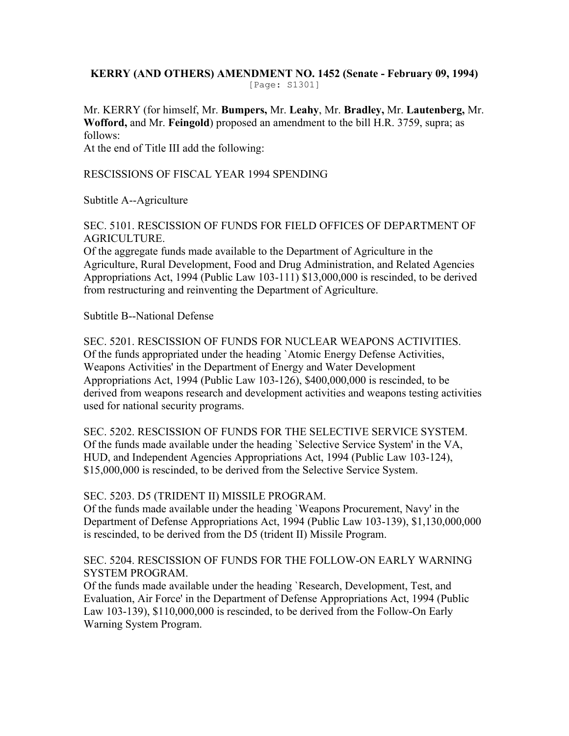**KERRY (AND OTHERS) AMENDMENT NO. 1452 (Senate - February 09, 1994)**

[Page: S1301]

Mr. KERRY (for himself, Mr. **Bumpers,** Mr. **Leahy**, Mr. **Bradley,** Mr. **Lautenberg,** Mr. **Wofford,** and Mr. **Feingold**) proposed an amendment to the bill H.R. 3759, supra; as follows:

At the end of Title III add the following:

RESCISSIONS OF FISCAL YEAR 1994 SPENDING

Subtitle A--Agriculture

SEC. 5101. RESCISSION OF FUNDS FOR FIELD OFFICES OF DEPARTMENT OF AGRICULTURE.

Of the aggregate funds made available to the Department of Agriculture in the Agriculture, Rural Development, Food and Drug Administration, and Related Agencies Appropriations Act, 1994 (Public Law 103-111) $13,000,000 is rescinded, to be derived from restructuring and reinventing the Department of Agriculture.

Subtitle B--National Defense

SEC. 5201. RESCISSION OF FUNDS FOR NUCLEAR WEAPONS ACTIVITIES.

Of the funds appropriated under the heading `Atomic Energy Defense Activities, Weapons Activities' in the Department of Energy and Water Development Appropriations Act, 1994 (Public Law 103-126), $400,000,000 is rescinded, to be derived from weapons research and development activities and weapons testing activities used for national security programs.

SEC. 5202. RESCISSION OF FUNDS FOR THE SELECTIVE SERVICE SYSTEM.

Of the funds made available under the heading `Selective Service System' in the VA, HUD, and Independent Agencies Appropriations Act, 1994 (Public Law 103-124), $15,000,000 is rescinded, to be derived from the Selective Service System.

SEC. 5203. D5 (TRIDENT II) MISSILE PROGRAM.

Of the funds made available under the heading `Weapons Procurement, Navy' in the Department of Defense Appropriations Act, 1994 (Public Law 103-139), $1,130,000,000 is rescinded, to be derived from the D5 (trident II) Missile Program.

SEC. 5204. RESCISSION OF FUNDS FOR THE FOLLOW-ON EARLY WARNING SYSTEM PROGRAM.

Of the funds made available under the heading `Research, Development, Test, and Evaluation, Air Force' in the Department of Defense Appropriations Act, 1994 (Public Law 103-139), $110,000,000 is rescinded, to be derived from the Follow-On Early Warning System Program.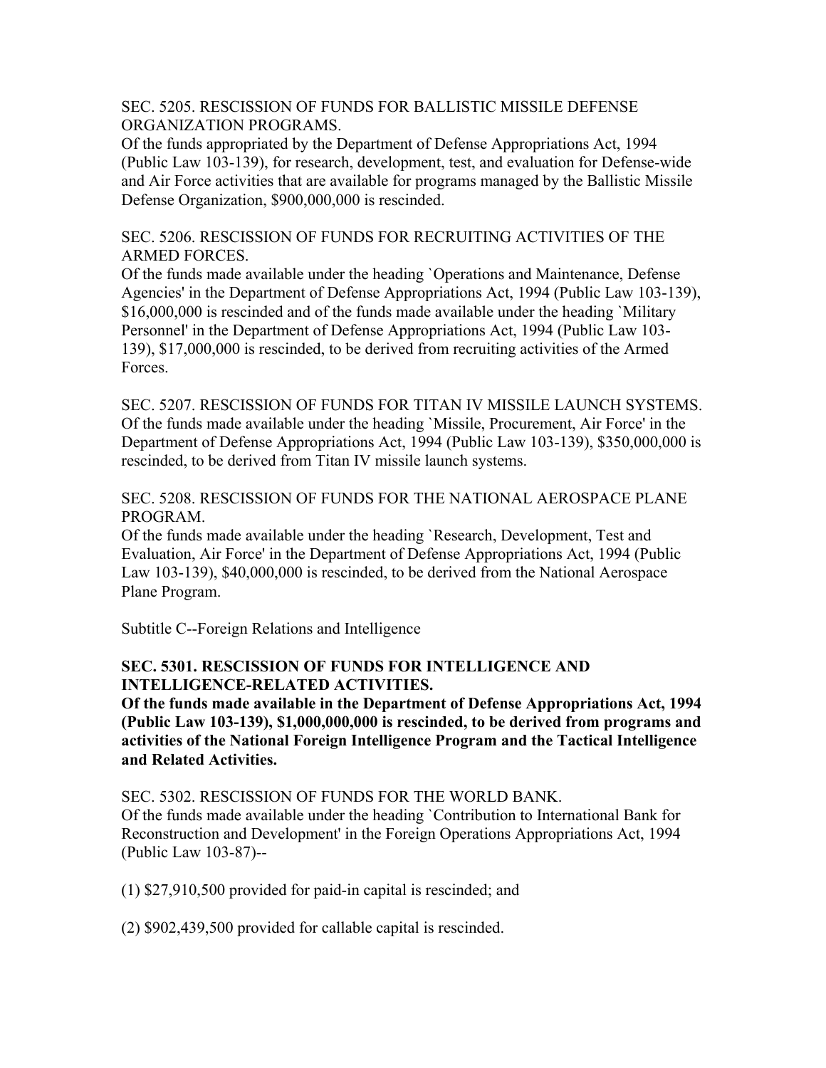SEC. 5205. RESCISSION OF FUNDS FOR BALLISTIC MISSILE DEFENSE ORGANIZATION PROGRAMS.
Of the funds appropriated by the Department of Defense Appropriations Act, 1994 (Public Law 103-139), for research, development, test, and evaluation for Defense-wide and Air Force activities that are available for programs managed by the Ballistic Missile Defense Organization, $900,000,000 is rescinded.

SEC. 5206. RESCISSION OF FUNDS FOR RECRUITING ACTIVITIES OF THE ARMED FORCES.
Of the funds made available under the heading `Operations and Maintenance, Defense Agencies' in the Department of Defense Appropriations Act, 1994 (Public Law 103-139), $16,000,000 is rescinded and of the funds made available under the heading `Military Personnel' in the Department of Defense Appropriations Act, 1994 (Public Law 103-139), $17,000,000 is rescinded, to be derived from recruiting activities of the Armed Forces.

SEC. 5207. RESCISSION OF FUNDS FOR TITAN IV MISSILE LAUNCH SYSTEMS.
Of the funds made available under the heading `Missile, Procurement, Air Force' in the Department of Defense Appropriations Act, 1994 (Public Law 103-139), $350,000,000 is rescinded, to be derived from Titan IV missile launch systems.

SEC. 5208. RESCISSION OF FUNDS FOR THE NATIONAL AEROSPACE PLANE PROGRAM.
Of the funds made available under the heading `Research, Development, Test and Evaluation, Air Force' in the Department of Defense Appropriations Act, 1994 (Public Law 103-139), $40,000,000 is rescinded, to be derived from the National Aerospace Plane Program.

Subtitle C--Foreign Relations and Intelligence

**SEC. 5301. RESCISSION OF FUNDS FOR INTELLIGENCE AND INTELLIGENCE-RELATED ACTIVITIES.**
**Of the funds made available in the Department of Defense Appropriations Act, 1994 (Public Law 103-139), $1,000,000,000 is rescinded, to be derived from programs and activities of the National Foreign Intelligence Program and the Tactical Intelligence and Related Activities.**

SEC. 5302. RESCISSION OF FUNDS FOR THE WORLD BANK.
Of the funds made available under the heading `Contribution to International Bank for Reconstruction and Development' in the Foreign Operations Appropriations Act, 1994 (Public Law 103-87)--

(1) $27,910,500 provided for paid-in capital is rescinded; and

(2) $902,439,500 provided for callable capital is rescinded.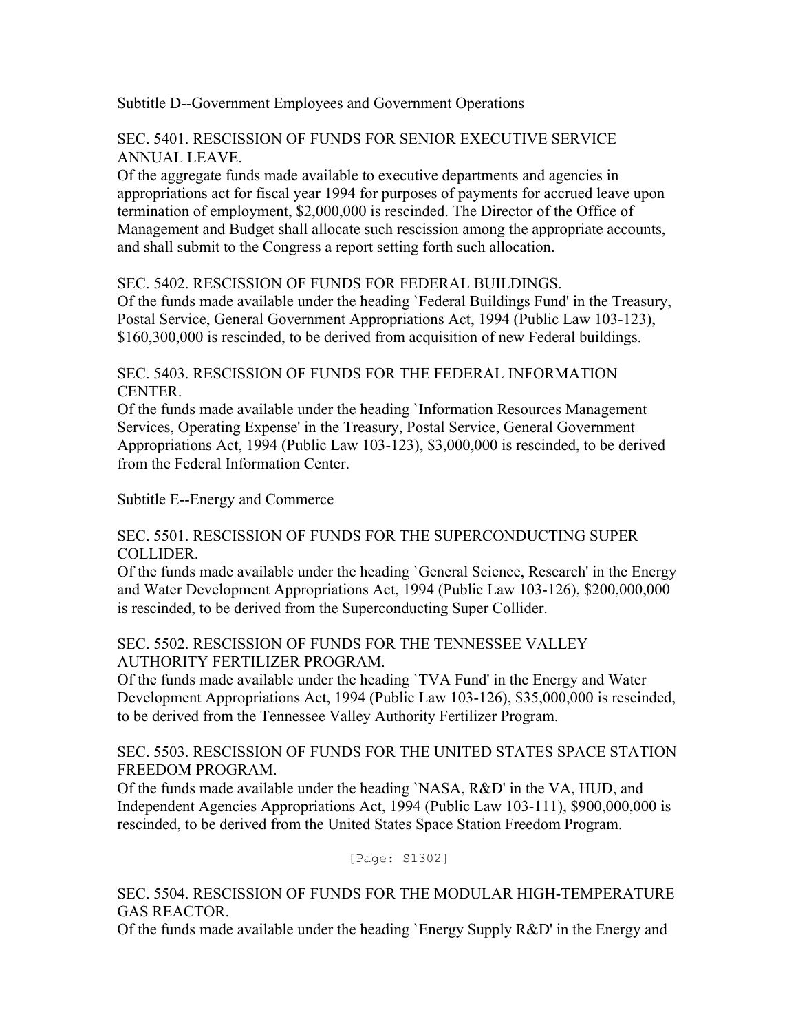Subtitle D--Government Employees and Government Operations

SEC. 5401. RESCISSION OF FUNDS FOR SENIOR EXECUTIVE SERVICE ANNUAL LEAVE.

Of the aggregate funds made available to executive departments and agencies in appropriations act for fiscal year 1994 for purposes of payments for accrued leave upon termination of employment, $2,000,000 is rescinded. The Director of the Office of Management and Budget shall allocate such rescission among the appropriate accounts, and shall submit to the Congress a report setting forth such allocation.

SEC. 5402. RESCISSION OF FUNDS FOR FEDERAL BUILDINGS.

Of the funds made available under the heading `Federal Buildings Fund' in the Treasury, Postal Service, General Government Appropriations Act, 1994 (Public Law 103-123), $160,300,000 is rescinded, to be derived from acquisition of new Federal buildings.

SEC. 5403. RESCISSION OF FUNDS FOR THE FEDERAL INFORMATION CENTER.

Of the funds made available under the heading `Information Resources Management Services, Operating Expense' in the Treasury, Postal Service, General Government Appropriations Act, 1994 (Public Law 103-123), $3,000,000 is rescinded, to be derived from the Federal Information Center.

Subtitle E--Energy and Commerce

SEC. 5501. RESCISSION OF FUNDS FOR THE SUPERCONDUCTING SUPER COLLIDER.

Of the funds made available under the heading `General Science, Research' in the Energy and Water Development Appropriations Act, 1994 (Public Law 103-126), $200,000,000 is rescinded, to be derived from the Superconducting Super Collider.

SEC. 5502. RESCISSION OF FUNDS FOR THE TENNESSEE VALLEY AUTHORITY FERTILIZER PROGRAM.

Of the funds made available under the heading `TVA Fund' in the Energy and Water Development Appropriations Act, 1994 (Public Law 103-126), $35,000,000 is rescinded, to be derived from the Tennessee Valley Authority Fertilizer Program.

SEC. 5503. RESCISSION OF FUNDS FOR THE UNITED STATES SPACE STATION FREEDOM PROGRAM.

Of the funds made available under the heading `NASA, R&D' in the VA, HUD, and Independent Agencies Appropriations Act, 1994 (Public Law 103-111), $900,000,000 is rescinded, to be derived from the United States Space Station Freedom Program.

[Page: S1302]

SEC. 5504. RESCISSION OF FUNDS FOR THE MODULAR HIGH-TEMPERATURE GAS REACTOR.

Of the funds made available under the heading `Energy Supply R&D' in the Energy and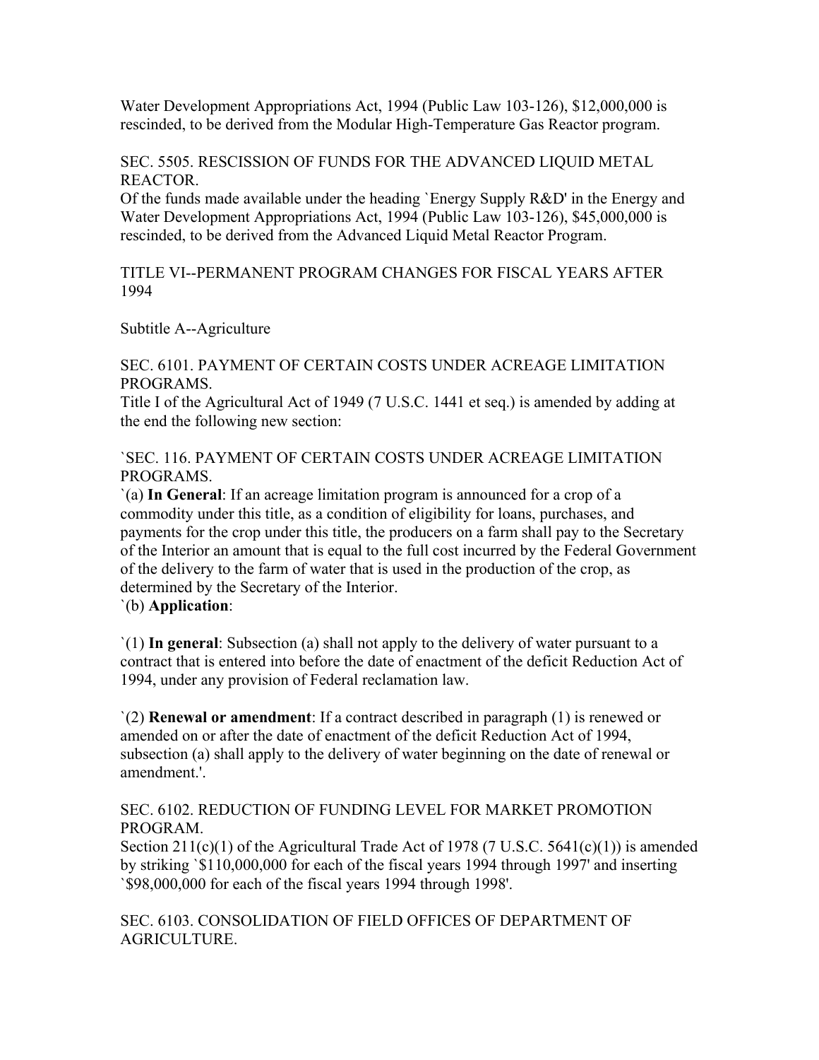Water Development Appropriations Act, 1994 (Public Law 103-126), $12,000,000 is rescinded, to be derived from the Modular High-Temperature Gas Reactor program.

SEC. 5505. RESCISSION OF FUNDS FOR THE ADVANCED LIQUID METAL REACTOR.

Of the funds made available under the heading `Energy Supply R&D' in the Energy and Water Development Appropriations Act, 1994 (Public Law 103-126), $45,000,000 is rescinded, to be derived from the Advanced Liquid Metal Reactor Program.

TITLE VI--PERMANENT PROGRAM CHANGES FOR FISCAL YEARS AFTER 1994

Subtitle A--Agriculture

SEC. 6101. PAYMENT OF CERTAIN COSTS UNDER ACREAGE LIMITATION PROGRAMS.

Title I of the Agricultural Act of 1949 (7 U.S.C. 1441 et seq.) is amended by adding at the end the following new section:

`SEC. 116. PAYMENT OF CERTAIN COSTS UNDER ACREAGE LIMITATION PROGRAMS.

`(a) **In General**: If an acreage limitation program is announced for a crop of a commodity under this title, as a condition of eligibility for loans, purchases, and payments for the crop under this title, the producers on a farm shall pay to the Secretary of the Interior an amount that is equal to the full cost incurred by the Federal Government of the delivery to the farm of water that is used in the production of the crop, as determined by the Secretary of the Interior.

`(b) **Application**:

`(1) **In general**: Subsection (a) shall not apply to the delivery of water pursuant to a contract that is entered into before the date of enactment of the deficit Reduction Act of 1994, under any provision of Federal reclamation law.

`(2) **Renewal or amendment**: If a contract described in paragraph (1) is renewed or amended on or after the date of enactment of the deficit Reduction Act of 1994, subsection (a) shall apply to the delivery of water beginning on the date of renewal or amendment.'.

SEC. 6102. REDUCTION OF FUNDING LEVEL FOR MARKET PROMOTION PROGRAM.

Section 211(c)(1) of the Agricultural Trade Act of 1978 (7 U.S.C. 5641(c)(1)) is amended by striking `$110,000,000 for each of the fiscal years 1994 through 1997' and inserting `$98,000,000 for each of the fiscal years 1994 through 1998'.

SEC. 6103. CONSOLIDATION OF FIELD OFFICES OF DEPARTMENT OF AGRICULTURE.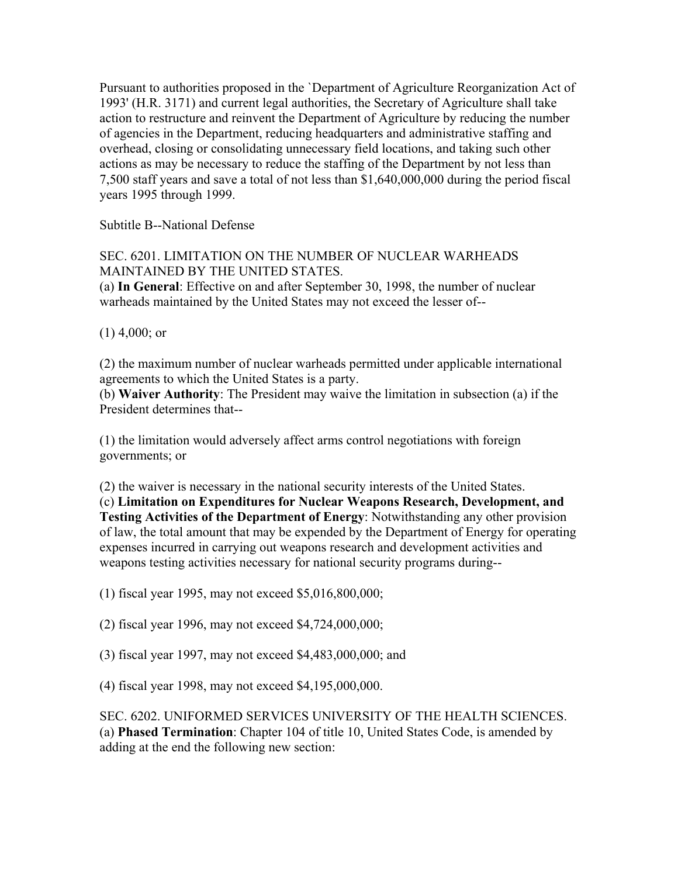Pursuant to authorities proposed in the `Department of Agriculture Reorganization Act of 1993' (H.R. 3171) and current legal authorities, the Secretary of Agriculture shall take action to restructure and reinvent the Department of Agriculture by reducing the number of agencies in the Department, reducing headquarters and administrative staffing and overhead, closing or consolidating unnecessary field locations, and taking such other actions as may be necessary to reduce the staffing of the Department by not less than 7,500 staff years and save a total of not less than $1,640,000,000 during the period fiscal years 1995 through 1999.

Subtitle B--National Defense

SEC. 6201. LIMITATION ON THE NUMBER OF NUCLEAR WARHEADS MAINTAINED BY THE UNITED STATES.

(a) **In General**: Effective on and after September 30, 1998, the number of nuclear warheads maintained by the United States may not exceed the lesser of--

(1) 4,000; or

(2) the maximum number of nuclear warheads permitted under applicable international agreements to which the United States is a party.

(b) **Waiver Authority**: The President may waive the limitation in subsection (a) if the President determines that--

(1) the limitation would adversely affect arms control negotiations with foreign governments; or

(2) the waiver is necessary in the national security interests of the United States.

(c) **Limitation on Expenditures for Nuclear Weapons Research, Development, and Testing Activities of the Department of Energy**: Notwithstanding any other provision of law, the total amount that may be expended by the Department of Energy for operating expenses incurred in carrying out weapons research and development activities and weapons testing activities necessary for national security programs during--

(1) fiscal year 1995, may not exceed $5,016,800,000;

(2) fiscal year 1996, may not exceed $4,724,000,000;

(3) fiscal year 1997, may not exceed $4,483,000,000; and

(4) fiscal year 1998, may not exceed $4,195,000,000.

SEC. 6202. UNIFORMED SERVICES UNIVERSITY OF THE HEALTH SCIENCES.

(a) **Phased Termination**: Chapter 104 of title 10, United States Code, is amended by adding at the end the following new section: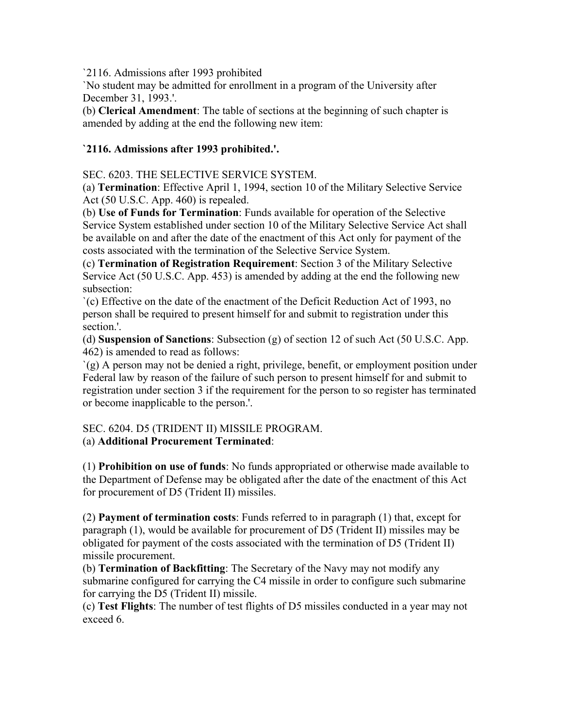`2116. Admissions after 1993 prohibited

`No student may be admitted for enrollment in a program of the University after December 31, 1993.'.

(b) **Clerical Amendment**: The table of sections at the beginning of such chapter is amended by adding at the end the following new item:

**`2116. Admissions after 1993 prohibited.'.**

SEC. 6203. THE SELECTIVE SERVICE SYSTEM.

(a) **Termination**: Effective April 1, 1994, section 10 of the Military Selective Service Act (50 U.S.C. App. 460) is repealed.

(b) **Use of Funds for Termination**: Funds available for operation of the Selective Service System established under section 10 of the Military Selective Service Act shall be available on and after the date of the enactment of this Act only for payment of the costs associated with the termination of the Selective Service System.

(c) **Termination of Registration Requirement**: Section 3 of the Military Selective Service Act (50 U.S.C. App. 453) is amended by adding at the end the following new subsection:

`(c) Effective on the date of the enactment of the Deficit Reduction Act of 1993, no person shall be required to present himself for and submit to registration under this section.'.

(d) **Suspension of Sanctions**: Subsection (g) of section 12 of such Act (50 U.S.C. App. 462) is amended to read as follows:

`(g) A person may not be denied a right, privilege, benefit, or employment position under Federal law by reason of the failure of such person to present himself for and submit to registration under section 3 if the requirement for the person to so register has terminated or become inapplicable to the person.'.

SEC. 6204. D5 (TRIDENT II) MISSILE PROGRAM.

(a) **Additional Procurement Terminated**:

(1) **Prohibition on use of funds**: No funds appropriated or otherwise made available to the Department of Defense may be obligated after the date of the enactment of this Act for procurement of D5 (Trident II) missiles.

(2) **Payment of termination costs**: Funds referred to in paragraph (1) that, except for paragraph (1), would be available for procurement of D5 (Trident II) missiles may be obligated for payment of the costs associated with the termination of D5 (Trident II) missile procurement.

(b) **Termination of Backfitting**: The Secretary of the Navy may not modify any submarine configured for carrying the C4 missile in order to configure such submarine for carrying the D5 (Trident II) missile.

(c) **Test Flights**: The number of test flights of D5 missiles conducted in a year may not exceed 6.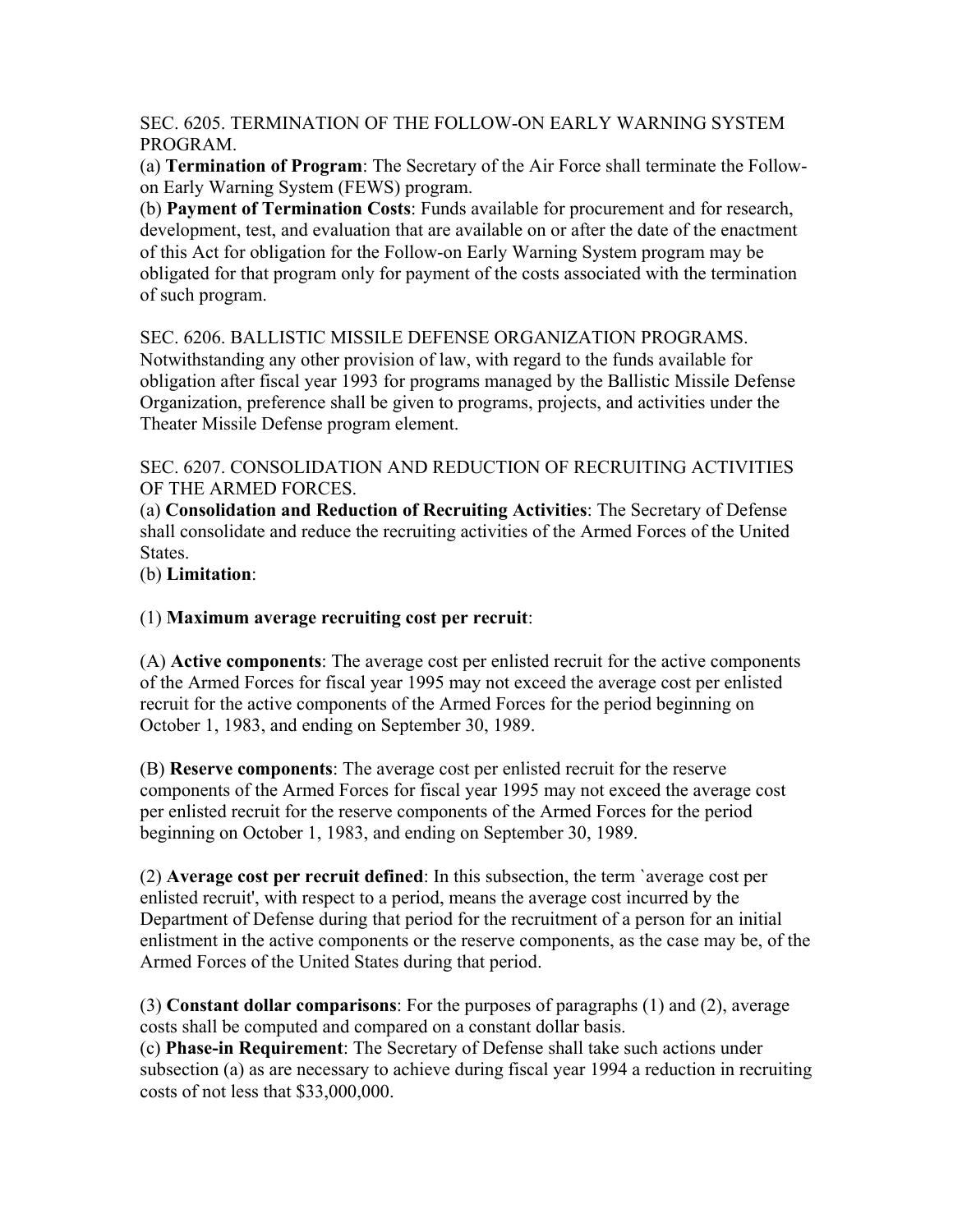SEC. 6205. TERMINATION OF THE FOLLOW-ON EARLY WARNING SYSTEM PROGRAM.

(a) **Termination of Program**: The Secretary of the Air Force shall terminate the Follow-on Early Warning System (FEWS) program.

(b) **Payment of Termination Costs**: Funds available for procurement and for research, development, test, and evaluation that are available on or after the date of the enactment of this Act for obligation for the Follow-on Early Warning System program may be obligated for that program only for payment of the costs associated with the termination of such program.

SEC. 6206. BALLISTIC MISSILE DEFENSE ORGANIZATION PROGRAMS.

Notwithstanding any other provision of law, with regard to the funds available for obligation after fiscal year 1993 for programs managed by the Ballistic Missile Defense Organization, preference shall be given to programs, projects, and activities under the Theater Missile Defense program element.

SEC. 6207. CONSOLIDATION AND REDUCTION OF RECRUITING ACTIVITIES OF THE ARMED FORCES.

(a) **Consolidation and Reduction of Recruiting Activities**: The Secretary of Defense shall consolidate and reduce the recruiting activities of the Armed Forces of the United States.

(b) **Limitation**:

(1) **Maximum average recruiting cost per recruit**:

(A) **Active components**: The average cost per enlisted recruit for the active components of the Armed Forces for fiscal year 1995 may not exceed the average cost per enlisted recruit for the active components of the Armed Forces for the period beginning on October 1, 1983, and ending on September 30, 1989.

(B) **Reserve components**: The average cost per enlisted recruit for the reserve components of the Armed Forces for fiscal year 1995 may not exceed the average cost per enlisted recruit for the reserve components of the Armed Forces for the period beginning on October 1, 1983, and ending on September 30, 1989.

(2) **Average cost per recruit defined**: In this subsection, the term `average cost per enlisted recruit', with respect to a period, means the average cost incurred by the Department of Defense during that period for the recruitment of a person for an initial enlistment in the active components or the reserve components, as the case may be, of the Armed Forces of the United States during that period.

(3) **Constant dollar comparisons**: For the purposes of paragraphs (1) and (2), average costs shall be computed and compared on a constant dollar basis.

(c) **Phase-in Requirement**: The Secretary of Defense shall take such actions under subsection (a) as are necessary to achieve during fiscal year 1994 a reduction in recruiting costs of not less that $33,000,000.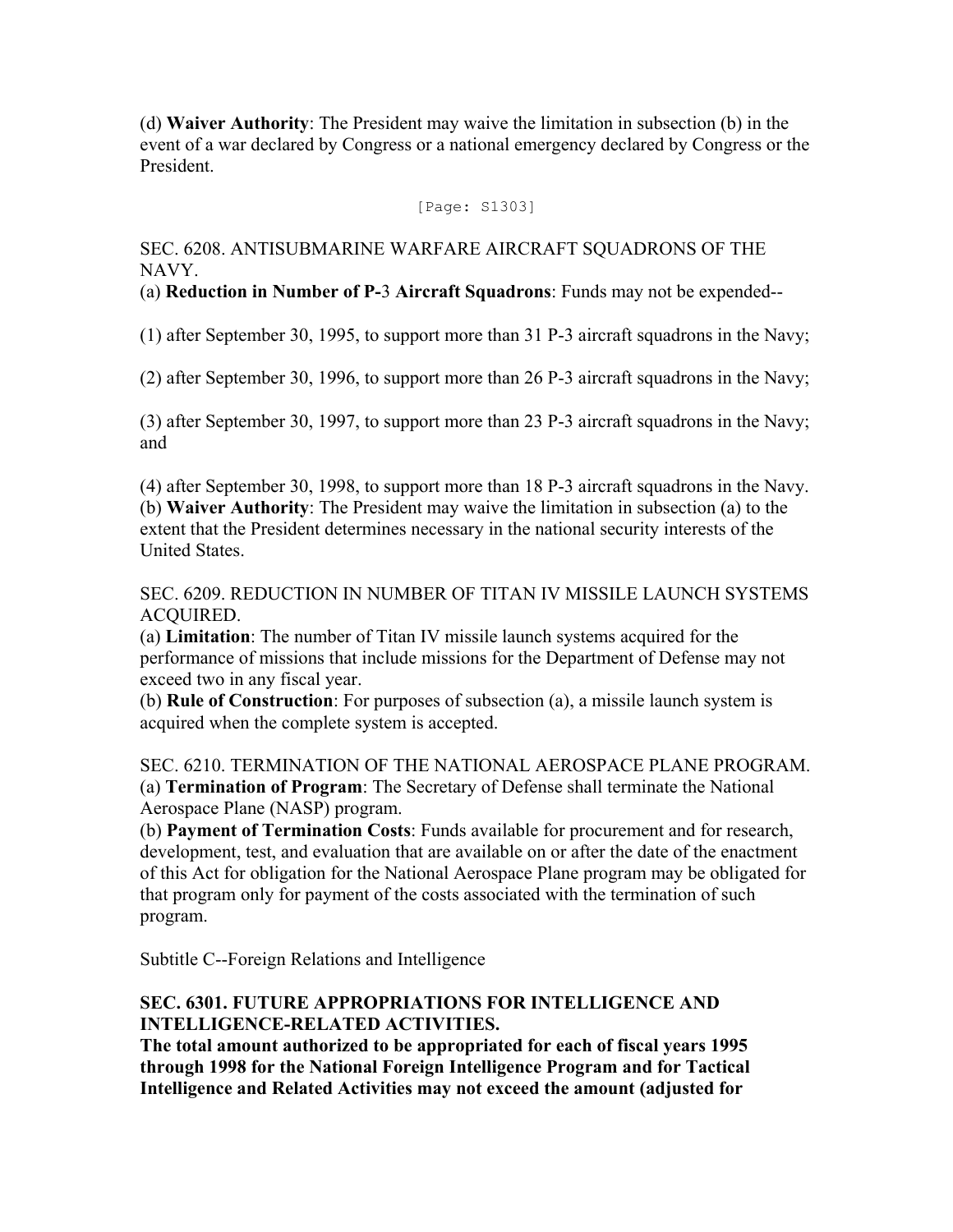(d) **Waiver Authority**: The President may waive the limitation in subsection (b) in the event of a war declared by Congress or a national emergency declared by Congress or the President.

[Page: S1303]

SEC. 6208. ANTISUBMARINE WARFARE AIRCRAFT SQUADRONS OF THE NAVY.

(a) **Reduction in Number of P-**3 **Aircraft Squadrons**: Funds may not be expended--

(1) after September 30, 1995, to support more than 31 P-3 aircraft squadrons in the Navy;

(2) after September 30, 1996, to support more than 26 P-3 aircraft squadrons in the Navy;

(3) after September 30, 1997, to support more than 23 P-3 aircraft squadrons in the Navy; and

(4) after September 30, 1998, to support more than 18 P-3 aircraft squadrons in the Navy.

(b) **Waiver Authority**: The President may waive the limitation in subsection (a) to the extent that the President determines necessary in the national security interests of the United States.

SEC. 6209. REDUCTION IN NUMBER OF TITAN IV MISSILE LAUNCH SYSTEMS ACQUIRED.

(a) **Limitation**: The number of Titan IV missile launch systems acquired for the performance of missions that include missions for the Department of Defense may not exceed two in any fiscal year.

(b) **Rule of Construction**: For purposes of subsection (a), a missile launch system is acquired when the complete system is accepted.

SEC. 6210. TERMINATION OF THE NATIONAL AEROSPACE PLANE PROGRAM.

(a) **Termination of Program**: The Secretary of Defense shall terminate the National Aerospace Plane (NASP) program.

(b) **Payment of Termination Costs**: Funds available for procurement and for research, development, test, and evaluation that are available on or after the date of the enactment of this Act for obligation for the National Aerospace Plane program may be obligated for that program only for payment of the costs associated with the termination of such program.

Subtitle C--Foreign Relations and Intelligence

**SEC. 6301. FUTURE APPROPRIATIONS FOR INTELLIGENCE AND INTELLIGENCE-RELATED ACTIVITIES.**

**The total amount authorized to be appropriated for each of fiscal years 1995 through 1998 for the National Foreign Intelligence Program and for Tactical Intelligence and Related Activities may not exceed the amount (adjusted for**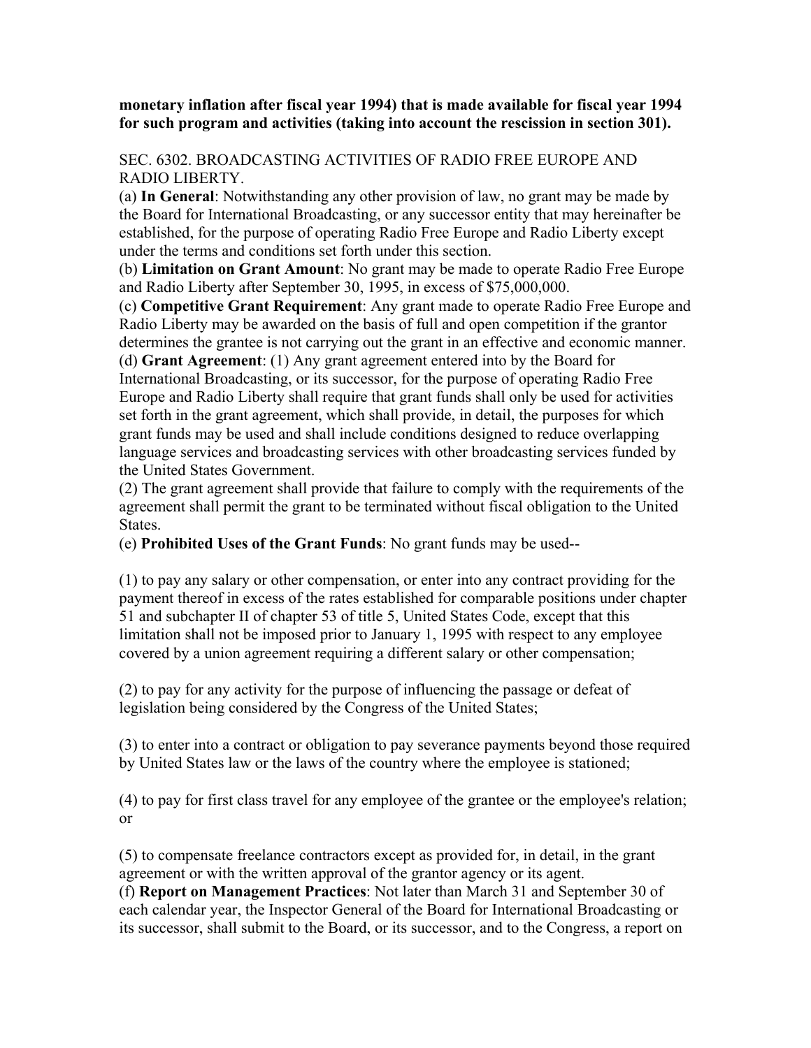**monetary inflation after fiscal year 1994) that is made available for fiscal year 1994 for such program and activities (taking into account the rescission in section 301).**

SEC. 6302. BROADCASTING ACTIVITIES OF RADIO FREE EUROPE AND RADIO LIBERTY.

(a) **In General**: Notwithstanding any other provision of law, no grant may be made by the Board for International Broadcasting, or any successor entity that may hereinafter be established, for the purpose of operating Radio Free Europe and Radio Liberty except under the terms and conditions set forth under this section.

(b) **Limitation on Grant Amount**: No grant may be made to operate Radio Free Europe and Radio Liberty after September 30, 1995, in excess of $75,000,000.

(c) **Competitive Grant Requirement**: Any grant made to operate Radio Free Europe and Radio Liberty may be awarded on the basis of full and open competition if the grantor determines the grantee is not carrying out the grant in an effective and economic manner.

(d) **Grant Agreement**: (1) Any grant agreement entered into by the Board for International Broadcasting, or its successor, for the purpose of operating Radio Free Europe and Radio Liberty shall require that grant funds shall only be used for activities set forth in the grant agreement, which shall provide, in detail, the purposes for which grant funds may be used and shall include conditions designed to reduce overlapping language services and broadcasting services with other broadcasting services funded by the United States Government.

(2) The grant agreement shall provide that failure to comply with the requirements of the agreement shall permit the grant to be terminated without fiscal obligation to the United States.

(e) **Prohibited Uses of the Grant Funds**: No grant funds may be used--

(1) to pay any salary or other compensation, or enter into any contract providing for the payment thereof in excess of the rates established for comparable positions under chapter 51 and subchapter II of chapter 53 of title 5, United States Code, except that this limitation shall not be imposed prior to January 1, 1995 with respect to any employee covered by a union agreement requiring a different salary or other compensation;

(2) to pay for any activity for the purpose of influencing the passage or defeat of legislation being considered by the Congress of the United States;

(3) to enter into a contract or obligation to pay severance payments beyond those required by United States law or the laws of the country where the employee is stationed;

(4) to pay for first class travel for any employee of the grantee or the employee's relation; or

(5) to compensate freelance contractors except as provided for, in detail, in the grant agreement or with the written approval of the grantor agency or its agent.

(f) **Report on Management Practices**: Not later than March 31 and September 30 of each calendar year, the Inspector General of the Board for International Broadcasting or its successor, shall submit to the Board, or its successor, and to the Congress, a report on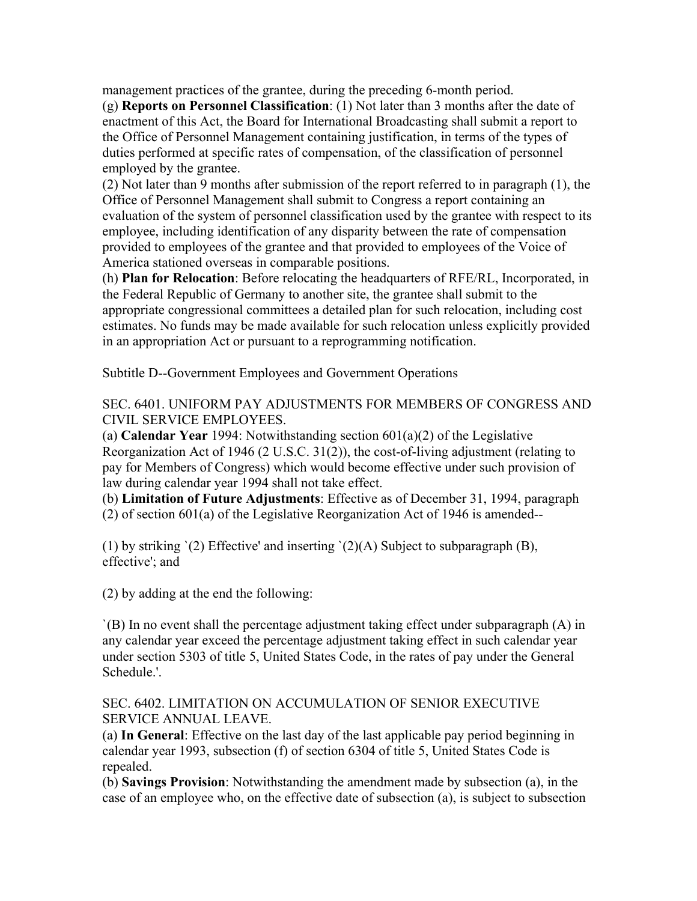management practices of the grantee, during the preceding 6-month period.

(g) **Reports on Personnel Classification**: (1) Not later than 3 months after the date of enactment of this Act, the Board for International Broadcasting shall submit a report to the Office of Personnel Management containing justification, in terms of the types of duties performed at specific rates of compensation, of the classification of personnel employed by the grantee.

(2) Not later than 9 months after submission of the report referred to in paragraph (1), the Office of Personnel Management shall submit to Congress a report containing an evaluation of the system of personnel classification used by the grantee with respect to its employee, including identification of any disparity between the rate of compensation provided to employees of the grantee and that provided to employees of the Voice of America stationed overseas in comparable positions.

(h) **Plan for Relocation**: Before relocating the headquarters of RFE/RL, Incorporated, in the Federal Republic of Germany to another site, the grantee shall submit to the appropriate congressional committees a detailed plan for such relocation, including cost estimates. No funds may be made available for such relocation unless explicitly provided in an appropriation Act or pursuant to a reprogramming notification.

Subtitle D--Government Employees and Government Operations

SEC. 6401. UNIFORM PAY ADJUSTMENTS FOR MEMBERS OF CONGRESS AND CIVIL SERVICE EMPLOYEES.

(a) **Calendar Year** 1994: Notwithstanding section 601(a)(2) of the Legislative Reorganization Act of 1946 (2 U.S.C. 31(2)), the cost-of-living adjustment (relating to pay for Members of Congress) which would become effective under such provision of law during calendar year 1994 shall not take effect.

(b) **Limitation of Future Adjustments**: Effective as of December 31, 1994, paragraph (2) of section 601(a) of the Legislative Reorganization Act of 1946 is amended--

(1) by striking `(2) Effective' and inserting `(2)(A) Subject to subparagraph (B), effective'; and

(2) by adding at the end the following:

`(B) In no event shall the percentage adjustment taking effect under subparagraph (A) in any calendar year exceed the percentage adjustment taking effect in such calendar year under section 5303 of title 5, United States Code, in the rates of pay under the General Schedule.'.

SEC. 6402. LIMITATION ON ACCUMULATION OF SENIOR EXECUTIVE SERVICE ANNUAL LEAVE.

(a) **In General**: Effective on the last day of the last applicable pay period beginning in calendar year 1993, subsection (f) of section 6304 of title 5, United States Code is repealed.

(b) **Savings Provision**: Notwithstanding the amendment made by subsection (a), in the case of an employee who, on the effective date of subsection (a), is subject to subsection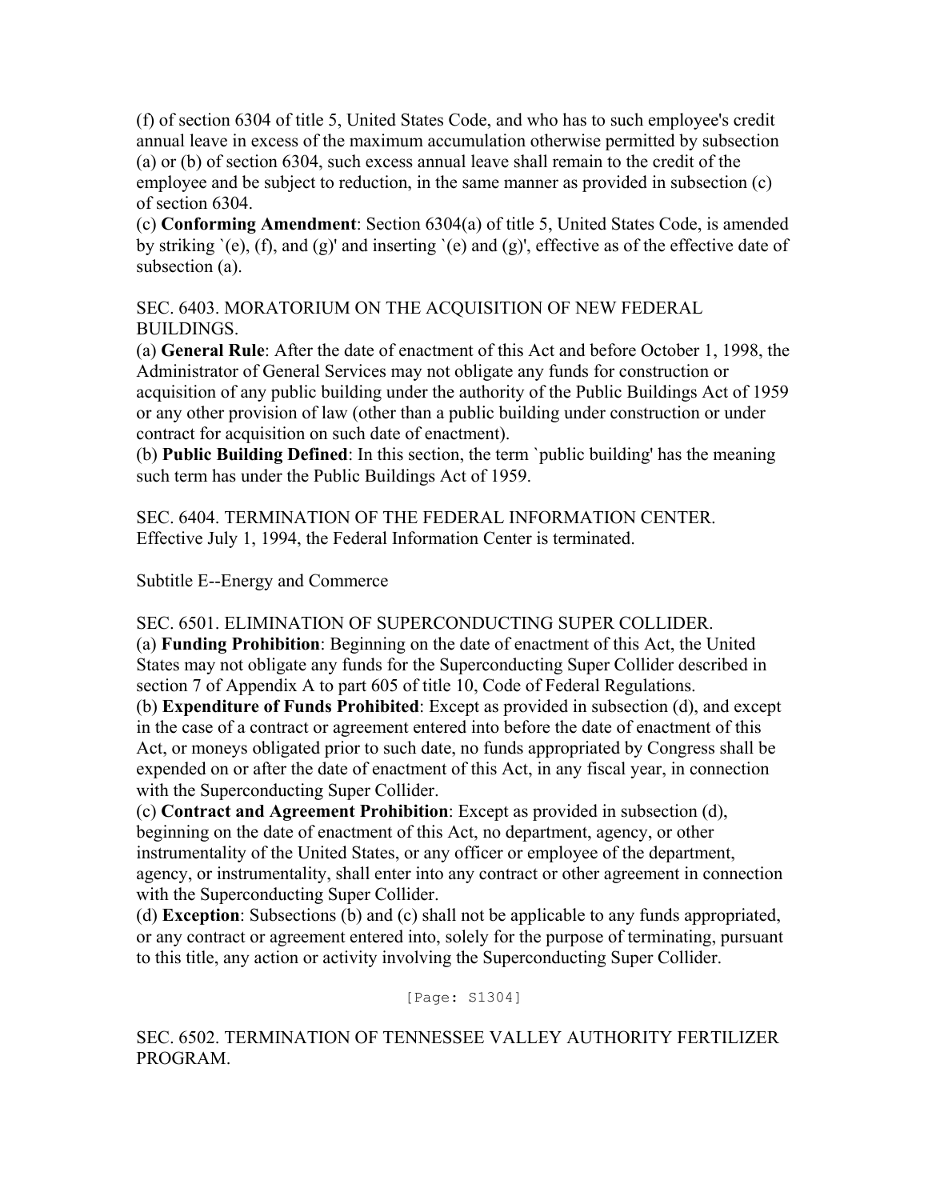(f) of section 6304 of title 5, United States Code, and who has to such employee's credit annual leave in excess of the maximum accumulation otherwise permitted by subsection (a) or (b) of section 6304, such excess annual leave shall remain to the credit of the employee and be subject to reduction, in the same manner as provided in subsection (c) of section 6304.

(c) **Conforming Amendment**: Section 6304(a) of title 5, United States Code, is amended by striking `(e), (f), and (g)' and inserting `(e) and (g)', effective as of the effective date of subsection (a).

SEC. 6403. MORATORIUM ON THE ACQUISITION OF NEW FEDERAL BUILDINGS.

(a) **General Rule**: After the date of enactment of this Act and before October 1, 1998, the Administrator of General Services may not obligate any funds for construction or acquisition of any public building under the authority of the Public Buildings Act of 1959 or any other provision of law (other than a public building under construction or under contract for acquisition on such date of enactment).

(b) **Public Building Defined**: In this section, the term `public building' has the meaning such term has under the Public Buildings Act of 1959.

SEC. 6404. TERMINATION OF THE FEDERAL INFORMATION CENTER.

Effective July 1, 1994, the Federal Information Center is terminated.

Subtitle E--Energy and Commerce

SEC. 6501. ELIMINATION OF SUPERCONDUCTING SUPER COLLIDER.

(a) **Funding Prohibition**: Beginning on the date of enactment of this Act, the United States may not obligate any funds for the Superconducting Super Collider described in section 7 of Appendix A to part 605 of title 10, Code of Federal Regulations.

(b) **Expenditure of Funds Prohibited**: Except as provided in subsection (d), and except in the case of a contract or agreement entered into before the date of enactment of this Act, or moneys obligated prior to such date, no funds appropriated by Congress shall be expended on or after the date of enactment of this Act, in any fiscal year, in connection with the Superconducting Super Collider.

(c) **Contract and Agreement Prohibition**: Except as provided in subsection (d), beginning on the date of enactment of this Act, no department, agency, or other instrumentality of the United States, or any officer or employee of the department, agency, or instrumentality, shall enter into any contract or other agreement in connection with the Superconducting Super Collider.

(d) **Exception**: Subsections (b) and (c) shall not be applicable to any funds appropriated, or any contract or agreement entered into, solely for the purpose of terminating, pursuant to this title, any action or activity involving the Superconducting Super Collider.

[Page: S1304]

SEC. 6502. TERMINATION OF TENNESSEE VALLEY AUTHORITY FERTILIZER PROGRAM.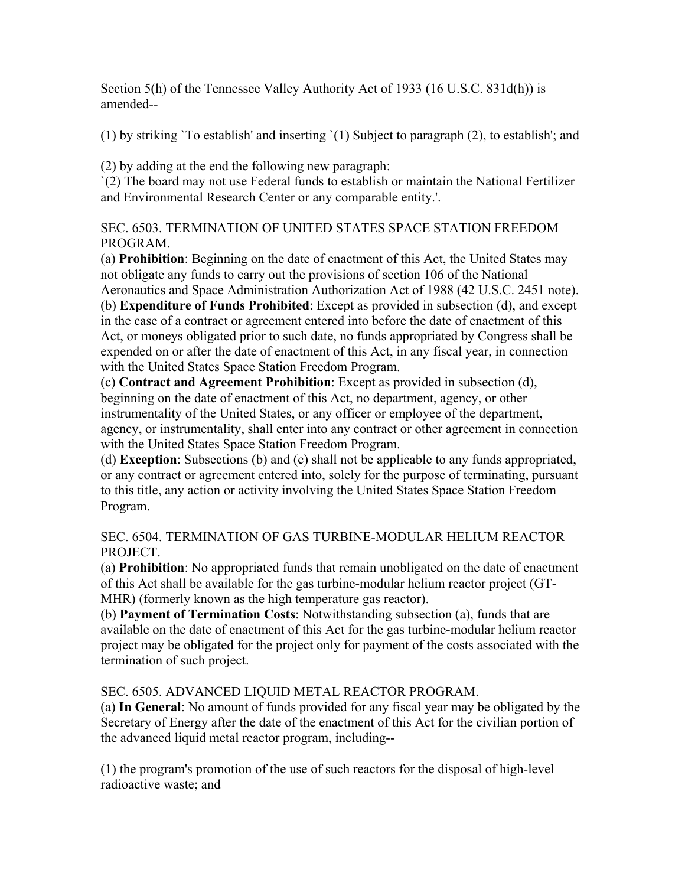Section 5(h) of the Tennessee Valley Authority Act of 1933 (16 U.S.C. 831d(h)) is amended--

(1) by striking `To establish' and inserting `(1) Subject to paragraph (2), to establish'; and

(2) by adding at the end the following new paragraph:
`(2) The board may not use Federal funds to establish or maintain the National Fertilizer and Environmental Research Center or any comparable entity.'.

SEC. 6503. TERMINATION OF UNITED STATES SPACE STATION FREEDOM PROGRAM.

(a) **Prohibition**: Beginning on the date of enactment of this Act, the United States may not obligate any funds to carry out the provisions of section 106 of the National Aeronautics and Space Administration Authorization Act of 1988 (42 U.S.C. 2451 note).
(b) **Expenditure of Funds Prohibited**: Except as provided in subsection (d), and except in the case of a contract or agreement entered into before the date of enactment of this Act, or moneys obligated prior to such date, no funds appropriated by Congress shall be expended on or after the date of enactment of this Act, in any fiscal year, in connection with the United States Space Station Freedom Program.
(c) **Contract and Agreement Prohibition**: Except as provided in subsection (d), beginning on the date of enactment of this Act, no department, agency, or other instrumentality of the United States, or any officer or employee of the department, agency, or instrumentality, shall enter into any contract or other agreement in connection with the United States Space Station Freedom Program.
(d) **Exception**: Subsections (b) and (c) shall not be applicable to any funds appropriated, or any contract or agreement entered into, solely for the purpose of terminating, pursuant to this title, any action or activity involving the United States Space Station Freedom Program.

SEC. 6504. TERMINATION OF GAS TURBINE-MODULAR HELIUM REACTOR PROJECT.

(a) **Prohibition**: No appropriated funds that remain unobligated on the date of enactment of this Act shall be available for the gas turbine-modular helium reactor project (GT-MHR) (formerly known as the high temperature gas reactor).
(b) **Payment of Termination Costs**: Notwithstanding subsection (a), funds that are available on the date of enactment of this Act for the gas turbine-modular helium reactor project may be obligated for the project only for payment of the costs associated with the termination of such project.

SEC. 6505. ADVANCED LIQUID METAL REACTOR PROGRAM.

(a) **In General**: No amount of funds provided for any fiscal year may be obligated by the Secretary of Energy after the date of the enactment of this Act for the civilian portion of the advanced liquid metal reactor program, including--

(1) the program's promotion of the use of such reactors for the disposal of high-level radioactive waste; and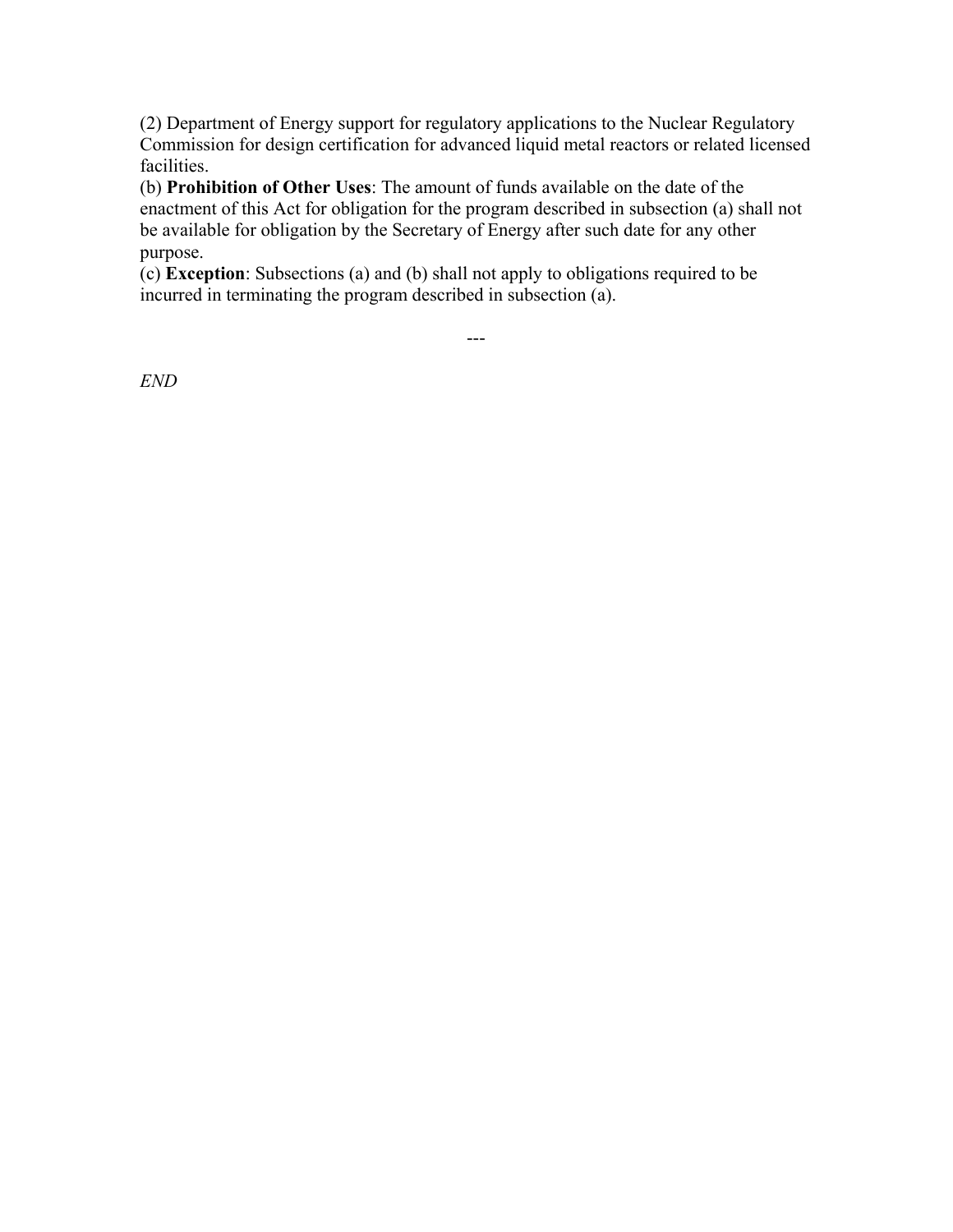(2) Department of Energy support for regulatory applications to the Nuclear Regulatory Commission for design certification for advanced liquid metal reactors or related licensed facilities.

(b) **Prohibition of Other Uses**: The amount of funds available on the date of the enactment of this Act for obligation for the program described in subsection (a) shall not be available for obligation by the Secretary of Energy after such date for any other purpose.

(c) **Exception**: Subsections (a) and (b) shall not apply to obligations required to be incurred in terminating the program described in subsection (a).

---

*END*